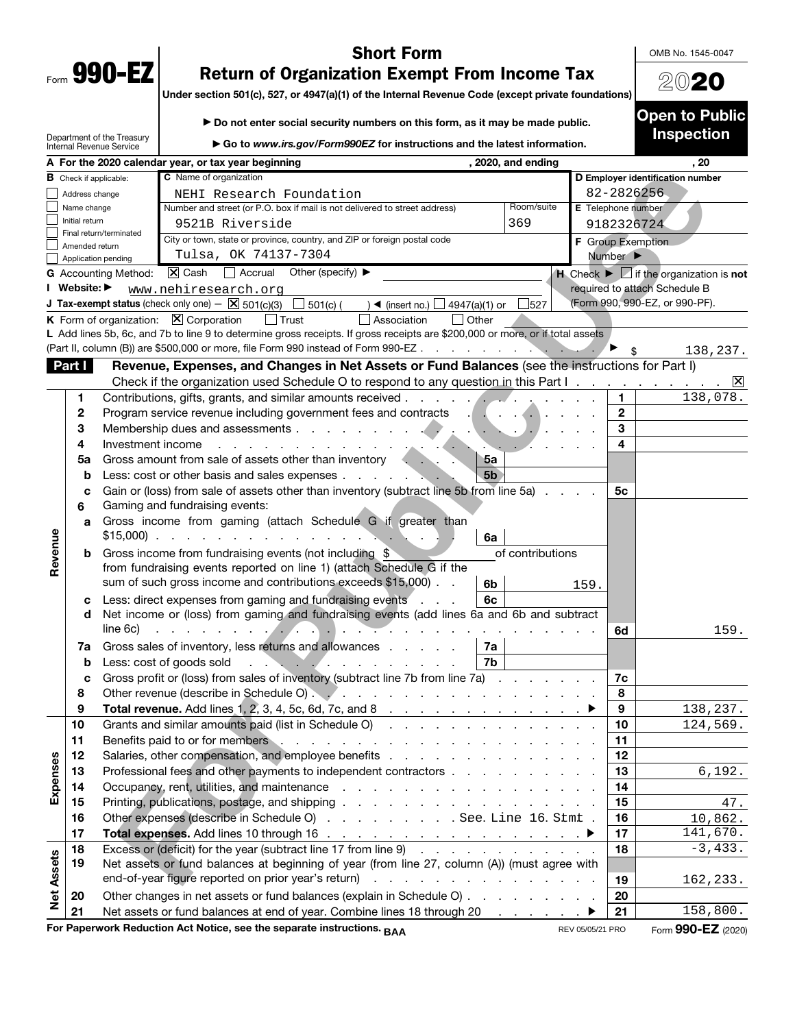Form **990-EZ**

Department of the Treasury
Internal Revenue Service

# Short Form
# Return of Organization Exempt From Income Tax

**Under section 501(c), 527, or 4947(a)(1) of the Internal Revenue Code (except private foundations)**

▶ **Do not enter social security numbers on this form, as it may be made public.**

▶ **Go to *www.irs.gov/Form990EZ* for instructions and the latest information.**

OMB No. 1545-0047

**2020**

**Open to Public Inspection**

**A** For the 2020 calendar year, or tax year beginning , 2020, and ending , 20

**B** Check if applicable:
- ☐ Address change
- ☐ Name change
- ☐ Initial return
- ☐ Final return/terminated
- ☐ Amended return
- ☐ Application pending

**C** Name of organization: NEHI Research Foundation

Number and street (or P.O. box if mail is not delivered to street address): 9521B Riverside — Room/suite: 369

City or town, state or province, country, and ZIP or foreign postal code: Tulsa, OK 74137-7304

**D Employer identification number:** 82-2826256

**E** Telephone number: 9182326724

**F** Group Exemption Number ▶

**G** Accounting Method: ☒ Cash ☐ Accrual Other (specify) ▶

**H** Check ▶ ☐ if the organization is **not** required to attach Schedule B (Form 990, 990-EZ, or 990-PF).

**I Website:** ▶ www.nehiresearch.org

**J Tax-exempt status** (check only one) — ☒ 501(c)(3) ☐ 501(c) ( ) ◀ (insert no.) ☐ 4947(a)(1) or ☐ 527

**K** Form of organization: ☒ Corporation ☐ Trust ☐ Association ☐ Other

**L** Add lines 5b, 6c, and 7b to line 9 to determine gross receipts. If gross receipts are $200,000 or more, or if total assets (Part II, column (B)) are $500,000 or more, file Form 990 instead of Form 990-EZ . . . ▶ $ 138,237.

## Part I — Revenue, Expenses, and Changes in Net Assets or Fund Balances (see the instructions for Part I)

Check if the organization used Schedule O to respond to any question in this Part I . . . ☒

| Section | Line | Description | Sub-line | Sub-amount | Line | Amount |
|---|---|---|---|---|---|---|
| Revenue | 1 | Contributions, gifts, grants, and similar amounts received | | | 1 | 138,078. |
| | 2 | Program service revenue including government fees and contracts | | | 2 | |
| | 3 | Membership dues and assessments | | | 3 | |
| | 4 | Investment income | | | 4 | |
| | 5a | Gross amount from sale of assets other than inventory | 5a | | | |
| | b | Less: cost or other basis and sales expenses | 5b | | | |
| | c | Gain or (loss) from sale of assets other than inventory (subtract line 5b from line 5a) | | | 5c | |
| | 6 | Gaming and fundraising events: | | | | |
| | a | Gross income from gaming (attach Schedule G if greater than $15,000) | 6a | | | |
| | b | Gross income from fundraising events (not including $ of contributions from fundraising events reported on line 1) (attach Schedule G if the sum of such gross income and contributions exceeds $15,000) | 6b | 159. | | |
| | c | Less: direct expenses from gaming and fundraising events | 6c | | | |
| | d | Net income or (loss) from gaming and fundraising events (add lines 6a and 6b and subtract line 6c) | | | 6d | 159. |
| | 7a | Gross sales of inventory, less returns and allowances | 7a | | | |
| | b | Less: cost of goods sold | 7b | | | |
| | c | Gross profit or (loss) from sales of inventory (subtract line 7b from line 7a) | | | 7c | |
| | 8 | Other revenue (describe in Schedule O) | | | 8 | |
| | 9 | **Total revenue.** Add lines 1, 2, 3, 4, 5c, 6d, 7c, and 8 ▶ | | | 9 | 138,237. |
| Expenses | 10 | Grants and similar amounts paid (list in Schedule O) | | | 10 | 124,569. |
| | 11 | Benefits paid to or for members | | | 11 | |
| | 12 | Salaries, other compensation, and employee benefits | | | 12 | |
| | 13 | Professional fees and other payments to independent contractors | | | 13 | 6,192. |
| | 14 | Occupancy, rent, utilities, and maintenance | | | 14 | |
| | 15 | Printing, publications, postage, and shipping | | | 15 | 47. |
| | 16 | Other expenses (describe in Schedule O) . . . See. Line 16. Stmt | | | 16 | 10,862. |
| | 17 | **Total expenses.** Add lines 10 through 16 ▶ | | | 17 | 141,670. |
| Net Assets | 18 | Excess or (deficit) for the year (subtract line 17 from line 9) | | | 18 | -3,433. |
| | 19 | Net assets or fund balances at beginning of year (from line 27, column (A)) (must agree with end-of-year figure reported on prior year's return) | | | 19 | 162,233. |
| | 20 | Other changes in net assets or fund balances (explain in Schedule O) | | | 20 | |
| | 21 | Net assets or fund balances at end of year. Combine lines 18 through 20 ▶ | | | 21 | 158,800. |

**For Paperwork Reduction Act Notice, see the separate instructions.** BAA — REV 05/05/21 PRO — Form **990-EZ** (2020)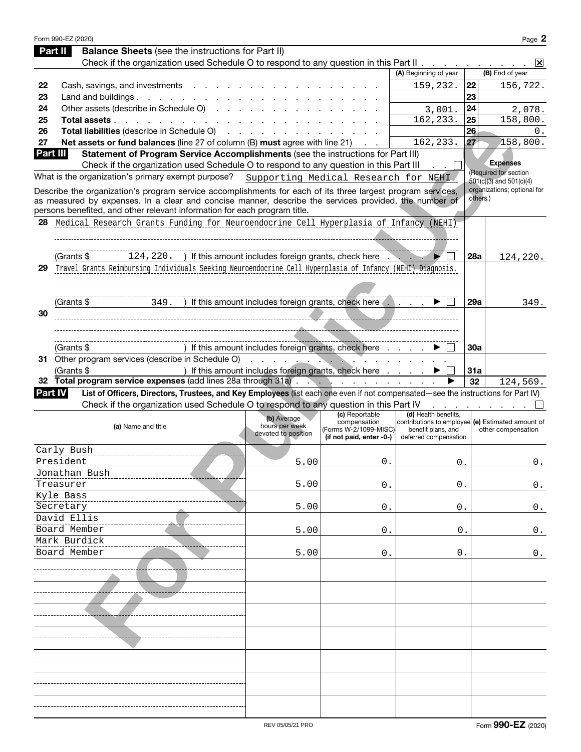Form 990-EZ (2020) Page **2**

## Part II — Balance Sheets (see the instructions for Part II)

Check if the organization used Schedule O to respond to any question in this Part II . . . . . . . . . . ☒

| | | (A) Beginning of year | | (B) End of year |
|---|---|---|---|---|
| 22 | Cash, savings, and investments | 159,232. | 22 | 156,722. |
| 23 | Land and buildings | | 23 | |
| 24 | Other assets (describe in Schedule O) | 3,001. | 24 | 2,078. |
| 25 | **Total assets** | 162,233. | 25 | 158,800. |
| 26 | **Total liabilities** (describe in Schedule O) | | 26 | 0. |
| 27 | **Net assets or fund balances** (line 27 of column (B) **must** agree with line 21) | 162,233. | 27 | 158,800. |

## Part III — Statement of Program Service Accomplishments (see the instructions for Part III)

Check if the organization used Schedule O to respond to any question in this Part III . . ☐

What is the organization's primary exempt purpose? Supporting Medical Research for NEHI

Describe the organization's program service accomplishments for each of its three largest program services, as measured by expenses. In a clear and concise manner, describe the services provided, the number of persons benefited, and other relevant information for each program title.

**Expenses** (Required for section 501(c)(3) and 501(c)(4) organizations; optional for others.)

| | | | Expenses |
|---|---|---|---|
| 28 | Medical Research Grants Funding for Neuroendocrine Cell Hyperplasia of Infancy (NEHI)<br>(Grants $ 124,220. ) If this amount includes foreign grants, check here . . . . ▶ ☐ | 28a | 124,220. |
| 29 | Travel Grants Reimbursing Individuals Seeking Neuroendocrine Cell Hyperplasia of Infancy (NEHI) Diagnosis.<br>(Grants $ 349. ) If this amount includes foreign grants, check here . . . . ▶ ☐ | 29a | 349. |
| 30 | (Grants $ ) If this amount includes foreign grants, check here . . . . ▶ ☐ | 30a | |
| 31 | Other program services (describe in Schedule O)<br>(Grants $ ) If this amount includes foreign grants, check here . . . . ▶ ☐ | 31a | |
| 32 | **Total program service expenses** (add lines 28a through 31a) . . . ▶ | 32 | 124,569. |

## Part IV — List of Officers, Directors, Trustees, and Key Employees (list each one even if not compensated—see the instructions for Part IV)

Check if the organization used Schedule O to respond to any question in this Part IV . . . . . . . . ☐

| (a) Name and title | (b) Average hours per week devoted to position | (c) Reportable compensation (Forms W-2/1099-MISC) (if not paid, enter -0-) | (d) Health benefits, contributions to employee benefit plans, and deferred compensation | (e) Estimated amount of other compensation |
|---|---|---|---|---|
| Carly Bush<br>President | 5.00 | 0. | 0. | 0. |
| Jonathan Bush<br>Treasurer | 5.00 | 0. | 0. | 0. |
| Kyle Bass<br>Secretary | 5.00 | 0. | 0. | 0. |
| David Ellis<br>Board Member | 5.00 | 0. | 0. | 0. |
| Mark Burdick<br>Board Member | 5.00 | 0. | 0. | 0. |

REV 05/05/21 PRO Form **990-EZ** (2020)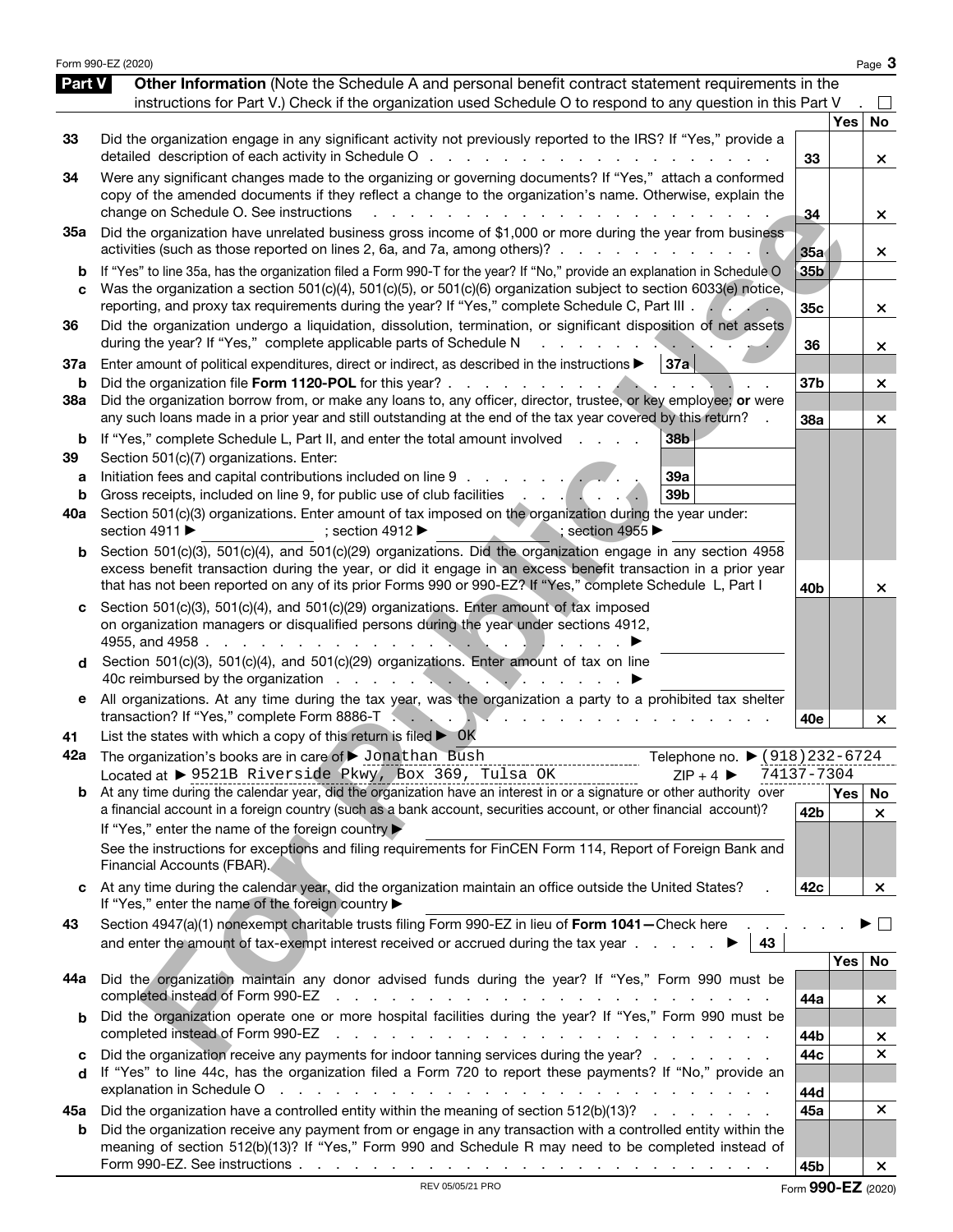Form 990-EZ (2020)

## Part V Other Information

(Note the Schedule A and personal benefit contract statement requirements in the instructions for Part V.) Check if the organization used Schedule O to respond to any question in this Part V . ☐

| | | Line | Yes | No |
|---|---|---|---|---|
| 33 | Did the organization engage in any significant activity not previously reported to the IRS? If "Yes," provide a detailed description of each activity in Schedule O | 33 | | × |
| 34 | Were any significant changes made to the organizing or governing documents? If "Yes," attach a conformed copy of the amended documents if they reflect a change to the organization's name. Otherwise, explain the change on Schedule O. See instructions | 34 | | × |
| 35a | Did the organization have unrelated business gross income of $1,000 or more during the year from business activities (such as those reported on lines 2, 6a, and 7a, among others)? | 35a | | × |
| b | If "Yes" to line 35a, has the organization filed a Form 990-T for the year? If "No," provide an explanation in Schedule O | 35b | | |
| c | Was the organization a section 501(c)(4), 501(c)(5), or 501(c)(6) organization subject to section 6033(e) notice, reporting, and proxy tax requirements during the year? If "Yes," complete Schedule C, Part III | 35c | | × |
| 36 | Did the organization undergo a liquidation, dissolution, termination, or significant disposition of net assets during the year? If "Yes," complete applicable parts of Schedule N | 36 | | × |
| 37a | Enter amount of political expenditures, direct or indirect, as described in the instructions ▶ 37a | | | |
| b | Did the organization file **Form 1120-POL** for this year? | 37b | | × |
| 38a | Did the organization borrow from, or make any loans to, any officer, director, trustee, or key employee; **or** were any such loans made in a prior year and still outstanding at the end of the tax year covered by this return? | 38a | | × |
| b | If "Yes," complete Schedule L, Part II, and enter the total amount involved 38b | | | |
| 39 | Section 501(c)(7) organizations. Enter: | | | |
| a | Initiation fees and capital contributions included on line 9 39a | | | |
| b | Gross receipts, included on line 9, for public use of club facilities 39b | | | |
| 40a | Section 501(c)(3) organizations. Enter amount of tax imposed on the organization during the year under: section 4911 ▶ ; section 4912 ▶ ; section 4955 ▶ | | | |
| b | Section 501(c)(3), 501(c)(4), and 501(c)(29) organizations. Did the organization engage in any section 4958 excess benefit transaction during the year, or did it engage in an excess benefit transaction in a prior year that has not been reported on any of its prior Forms 990 or 990-EZ? If "Yes," complete Schedule L, Part I | 40b | | × |
| c | Section 501(c)(3), 501(c)(4), and 501(c)(29) organizations. Enter amount of tax imposed on organization managers or disqualified persons during the year under sections 4912, 4955, and 4958 ▶ | | | |
| d | Section 501(c)(3), 501(c)(4), and 501(c)(29) organizations. Enter amount of tax on line 40c reimbursed by the organization ▶ | | | |
| e | All organizations. At any time during the tax year, was the organization a party to a prohibited tax shelter transaction? If "Yes," complete Form 8886-T | 40e | | × |

**41** List the states with which a copy of this return is filed ▶ OK

**42a** The organization's books are in care of ▶ Jonathan Bush Telephone no. ▶ (918)232-6724

Located at ▶ 9521B Riverside Pkwy, Box 369, Tulsa OK ZIP + 4 ▶ 74137-7304

| | | Line | Yes | No |
|---|---|---|---|---|
| b | At any time during the calendar year, did the organization have an interest in or a signature or other authority over a financial account in a foreign country (such as a bank account, securities account, or other financial account)? If "Yes," enter the name of the foreign country ▶<br>See the instructions for exceptions and filing requirements for FinCEN Form 114, Report of Foreign Bank and Financial Accounts (FBAR). | 42b | | × |
| c | At any time during the calendar year, did the organization maintain an office outside the United States? If "Yes," enter the name of the foreign country ▶ | 42c | | × |

**43** Section 4947(a)(1) nonexempt charitable trusts filing Form 990-EZ in lieu of **Form 1041**—Check here ▶ ☐ and enter the amount of tax-exempt interest received or accrued during the tax year ▶ 43

| | | Line | Yes | No |
|---|---|---|---|---|
| 44a | Did the organization maintain any donor advised funds during the year? If "Yes," Form 990 must be completed instead of Form 990-EZ | 44a | | × |
| b | Did the organization operate one or more hospital facilities during the year? If "Yes," Form 990 must be completed instead of Form 990-EZ | 44b | | × |
| c | Did the organization receive any payments for indoor tanning services during the year? | 44c | | × |
| d | If "Yes" to line 44c, has the organization filed a Form 720 to report these payments? If "No," provide an explanation in Schedule O | 44d | | |
| 45a | Did the organization have a controlled entity within the meaning of section 512(b)(13)? | 45a | | × |
| b | Did the organization receive any payment from or engage in any transaction with a controlled entity within the meaning of section 512(b)(13)? If "Yes," Form 990 and Schedule R may need to be completed instead of Form 990-EZ. See instructions | 45b | | × |

REV 05/05/21 PRO

Form **990-EZ** (2020)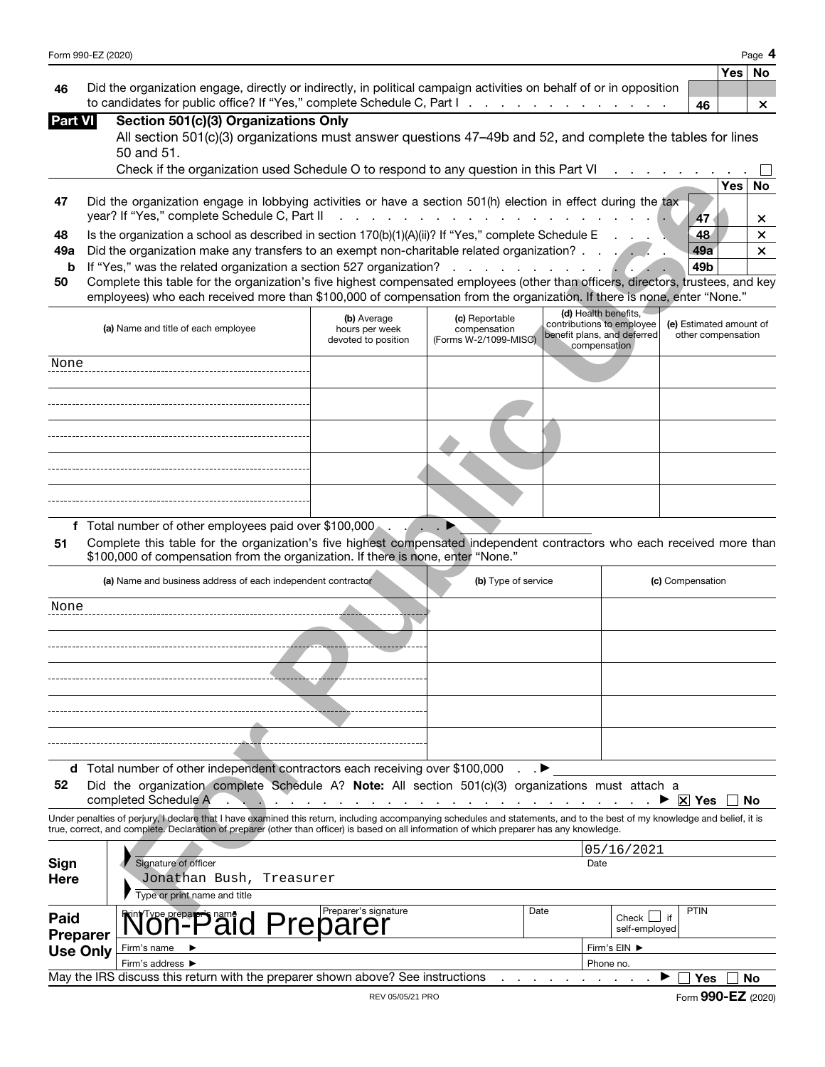| | | Yes | No |
|---|---|---|---|
| **46** Did the organization engage, directly or indirectly, in political campaign activities on behalf of or in opposition to candidates for public office? If "Yes," complete Schedule C, Part I | 46 | | × |

## Part VI Section 501(c)(3) Organizations Only

All section 501(c)(3) organizations must answer questions 47–49b and 52, and complete the tables for lines 50 and 51.

Check if the organization used Schedule O to respond to any question in this Part VI ☐

| | | Yes | No |
|---|---|---|---|
| **47** Did the organization engage in lobbying activities or have a section 501(h) election in effect during the tax year? If "Yes," complete Schedule C, Part II | 47 | | × |
| **48** Is the organization a school as described in section 170(b)(1)(A)(ii)? If "Yes," complete Schedule E | 48 | | × |
| **49a** Did the organization make any transfers to an exempt non-charitable related organization? | 49a | | × |
| **b** If "Yes," was the related organization a section 527 organization? | 49b | | |

**50** Complete this table for the organization's five highest compensated employees (other than officers, directors, trustees, and key employees) who each received more than $100,000 of compensation from the organization. If there is none, enter "None."

| (a) Name and title of each employee | (b) Average hours per week devoted to position | (c) Reportable compensation (Forms W-2/1099-MISC) | (d) Health benefits, contributions to employee benefit plans, and deferred compensation | (e) Estimated amount of other compensation |
|---|---|---|---|---|
| None | | | | |
| | | | | |
| | | | | |
| | | | | |
| | | | | |

**f** Total number of other employees paid over $100,000 ▶

**51** Complete this table for the organization's five highest compensated independent contractors who each received more than $100,000 of compensation from the organization. If there is none, enter "None."

| (a) Name and business address of each independent contractor | (b) Type of service | (c) Compensation |
|---|---|---|
| None | | |
| | | |
| | | |
| | | |
| | | |

**d** Total number of other independent contractors each receiving over $100,000 ▶

**52** Did the organization complete Schedule A? **Note:** All section 501(c)(3) organizations must attach a completed Schedule A ▶ ☒ Yes ☐ No

Under penalties of perjury, I declare that I have examined this return, including accompanying schedules and statements, and to the best of my knowledge and belief, it is true, correct, and complete. Declaration of preparer (other than officer) is based on all information of which preparer has any knowledge.

**Sign Here**

Signature of officer — Date: 05/16/2021

Jonathan Bush, Treasurer

Type or print name and title

**Paid Preparer Use Only**

| Print/Type preparer's name | Preparer's signature | Date | Check ☐ if self-employed | PTIN |
|---|---|---|---|---|
| Non-Paid Preparer | | | | |

Firm's name ▶ — Firm's EIN ▶

Firm's address ▶ — Phone no.

May the IRS discuss this return with the preparer shown above? See instructions ▶ ☐ Yes ☐ No

REV 05/05/21 PRO — Form **990-EZ** (2020)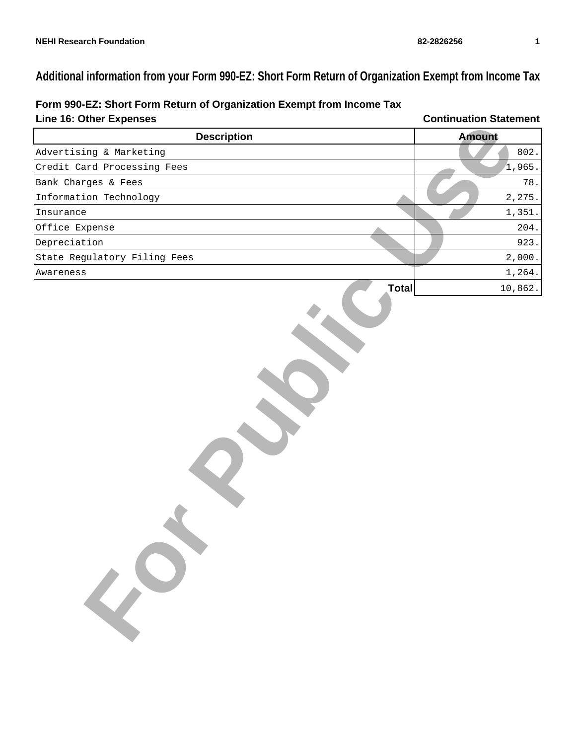# Additional information from your Form 990-EZ: Short Form Return of Organization Exempt from Income Tax

**Form 990-EZ: Short Form Return of Organization Exempt from Income Tax**

**Line 16: Other Expenses** — **Continuation Statement**

| Description | Amount |
|---|---|
| Advertising & Marketing | 802. |
| Credit Card Processing Fees | 1,965. |
| Bank Charges & Fees | 78. |
| Information Technology | 2,275. |
| Insurance | 1,351. |
| Office Expense | 204. |
| Depreciation | 923. |
| State Regulatory Filing Fees | 2,000. |
| Awareness | 1,264. |
| **Total** | 10,862. |

For Public Use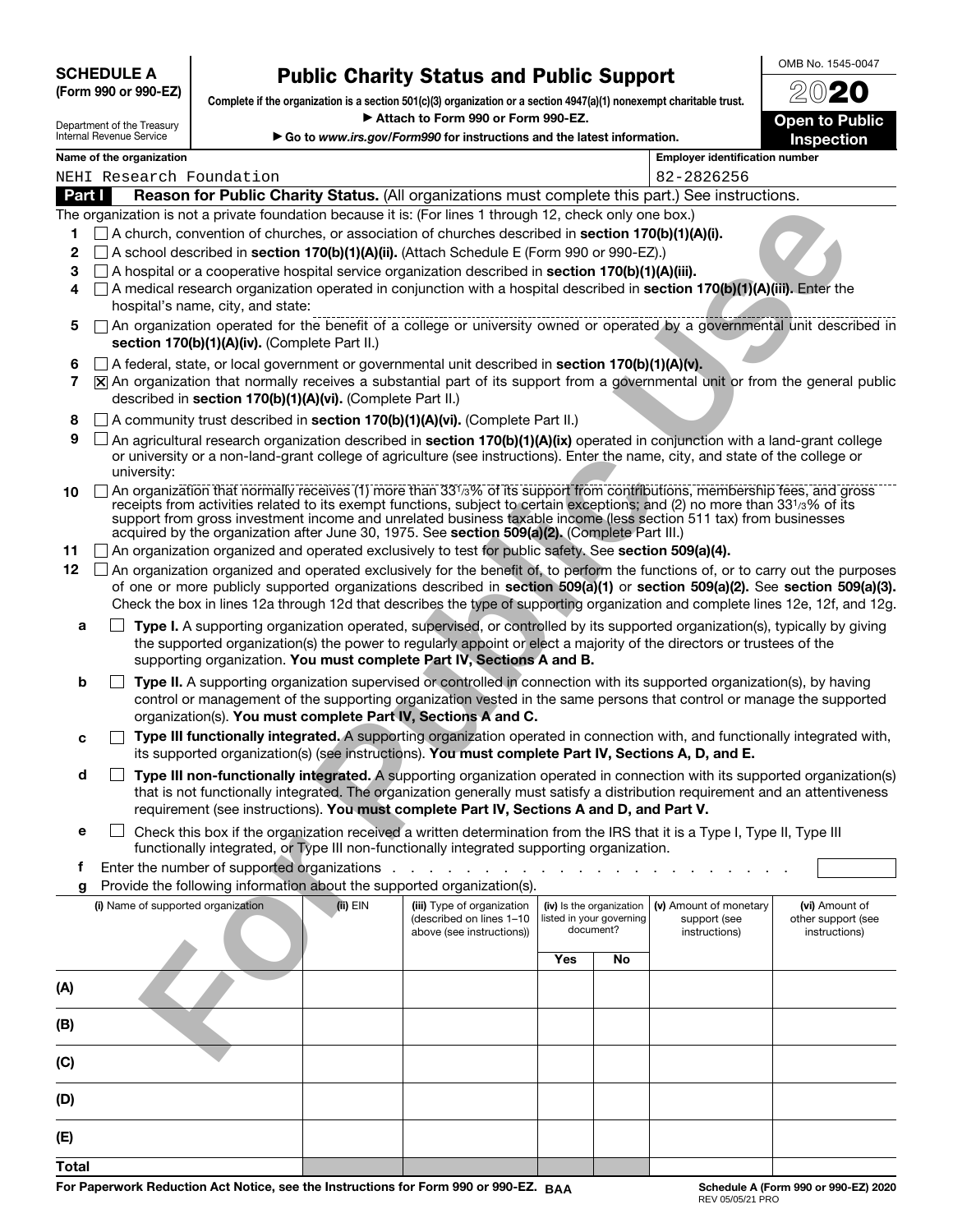**SCHEDULE A**
**(Form 990 or 990-EZ)**

Department of the Treasury
Internal Revenue Service

# Public Charity Status and Public Support

**Complete if the organization is a section 501(c)(3) organization or a section 4947(a)(1) nonexempt charitable trust.**

► **Attach to Form 990 or Form 990-EZ.**

► **Go to *www.irs.gov/Form990* for instructions and the latest information.**

OMB No. 1545-0047

**2020**

**Open to Public Inspection**

**Name of the organization:** NEHI Research Foundation

**Employer identification number:** 82-2826256

## Part I Reason for Public Charity Status. (All organizations must complete this part.) See instructions.

The organization is not a private foundation because it is: (For lines 1 through 12, check only one box.)

1. ☐ A church, convention of churches, or association of churches described in **section 170(b)(1)(A)(i).**
2. ☐ A school described in **section 170(b)(1)(A)(ii).** (Attach Schedule E (Form 990 or 990-EZ).)
3. ☐ A hospital or a cooperative hospital service organization described in **section 170(b)(1)(A)(iii).**
4. ☐ A medical research organization operated in conjunction with a hospital described in **section 170(b)(1)(A)(iii).** Enter the hospital's name, city, and state:
5. ☐ An organization operated for the benefit of a college or university owned or operated by a governmental unit described in **section 170(b)(1)(A)(iv).** (Complete Part II.)
6. ☐ A federal, state, or local government or governmental unit described in **section 170(b)(1)(A)(v).**
7. ☒ An organization that normally receives a substantial part of its support from a governmental unit or from the general public described in **section 170(b)(1)(A)(vi).** (Complete Part II.)
8. ☐ A community trust described in **section 170(b)(1)(A)(vi).** (Complete Part II.)
9. ☐ An agricultural research organization described in **section 170(b)(1)(A)(ix)** operated in conjunction with a land-grant college or university or a non-land-grant college of agriculture (see instructions). Enter the name, city, and state of the college or university:
10. ☐ An organization that normally receives (1) more than 33 1/3% of its support from contributions, membership fees, and gross receipts from activities related to its exempt functions, subject to certain exceptions; and (2) no more than 33 1/3% of its support from gross investment income and unrelated business taxable income (less section 511 tax) from businesses acquired by the organization after June 30, 1975. See **section 509(a)(2).** (Complete Part III.)
11. ☐ An organization organized and operated exclusively to test for public safety. See **section 509(a)(4).**
12. ☐ An organization organized and operated exclusively for the benefit of, to perform the functions of, or to carry out the purposes of one or more publicly supported organizations described in **section 509(a)(1)** or **section 509(a)(2).** See **section 509(a)(3).** Check the box in lines 12a through 12d that describes the type of supporting organization and complete lines 12e, 12f, and 12g.

**a** ☐ **Type I.** A supporting organization operated, supervised, or controlled by its supported organization(s), typically by giving the supported organization(s) the power to regularly appoint or elect a majority of the directors or trustees of the supporting organization. **You must complete Part IV, Sections A and B.**

**b** ☐ **Type II.** A supporting organization supervised or controlled in connection with its supported organization(s), by having control or management of the supporting organization vested in the same persons that control or manage the supported organization(s). **You must complete Part IV, Sections A and C.**

**c** ☐ **Type III functionally integrated.** A supporting organization operated in connection with, and functionally integrated with, its supported organization(s) (see instructions). **You must complete Part IV, Sections A, D, and E.**

**d** ☐ **Type III non-functionally integrated.** A supporting organization operated in connection with its supported organization(s) that is not functionally integrated. The organization generally must satisfy a distribution requirement and an attentiveness requirement (see instructions). **You must complete Part IV, Sections A and D, and Part V.**

**e** ☐ Check this box if the organization received a written determination from the IRS that it is a Type I, Type II, Type III functionally integrated, or Type III non-functionally integrated supporting organization.

**f** Enter the number of supported organizations . . . . . . . . . . . . . . . . . . . . . .

**g** Provide the following information about the supported organization(s).

| (i) Name of supported organization | (ii) EIN | (iii) Type of organization (described on lines 1–10 above (see instructions)) | (iv) Is the organization listed in your governing document? | | (v) Amount of monetary support (see instructions) | (vi) Amount of other support (see instructions) |
|---|---|---|---|---|---|---|
| | | | Yes | No | | |
| (A) | | | | | | |
| (B) | | | | | | |
| (C) | | | | | | |
| (D) | | | | | | |
| (E) | | | | | | |
| Total | | | | | | |

**For Paperwork Reduction Act Notice, see the Instructions for Form 990 or 990-EZ.** BAA

**Schedule A (Form 990 or 990-EZ) 2020**
REV 05/05/21 PRO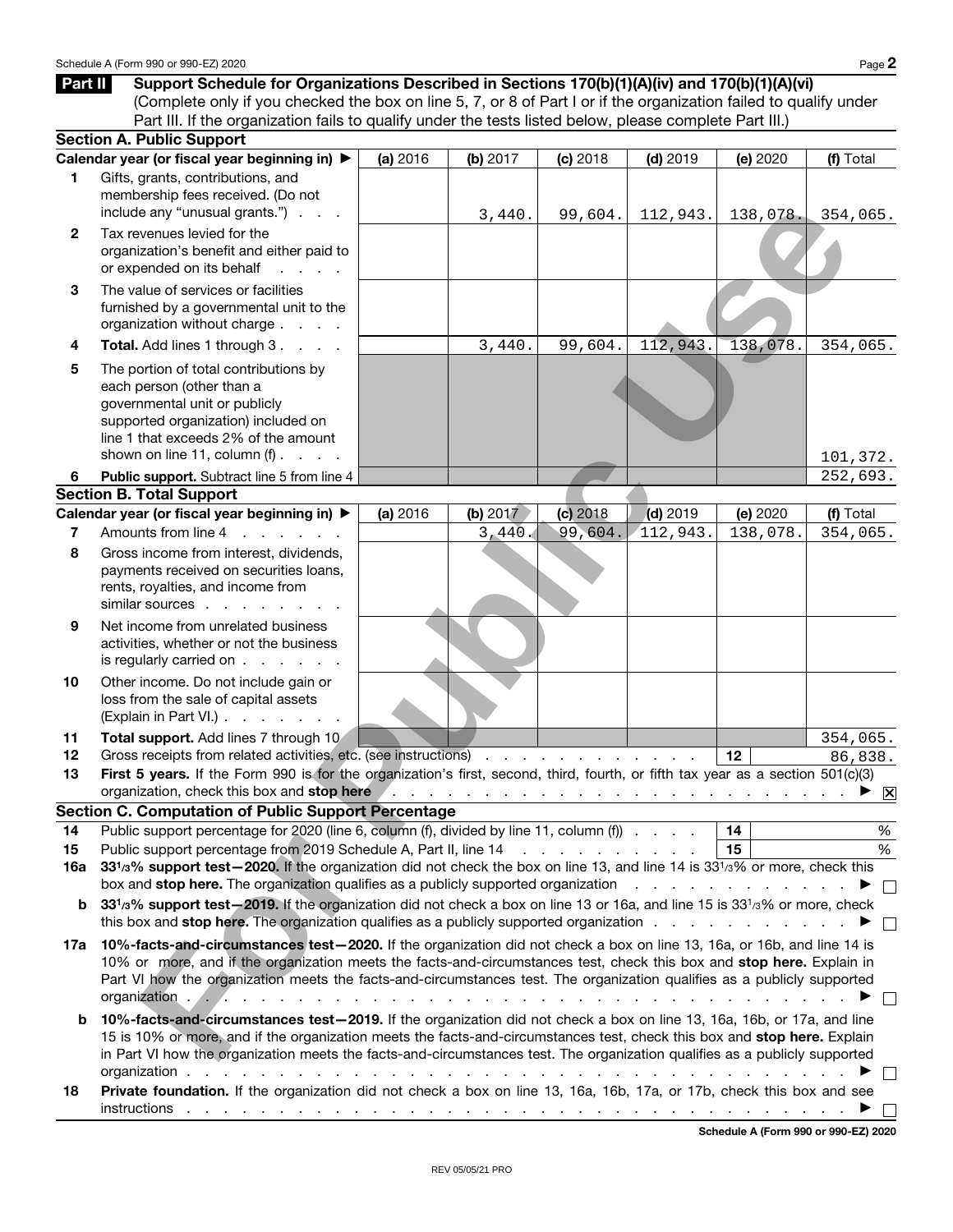**Part II** **Support Schedule for Organizations Described in Sections 170(b)(1)(A)(iv) and 170(b)(1)(A)(vi)**
(Complete only if you checked the box on line 5, 7, or 8 of Part I or if the organization failed to qualify under Part III. If the organization fails to qualify under the tests listed below, please complete Part III.)

### Section A. Public Support

| | Calendar year (or fiscal year beginning in) ▶ | (a) 2016 | (b) 2017 | (c) 2018 | (d) 2019 | (e) 2020 | (f) Total |
|---|---|---|---|---|---|---|---|
| 1 | Gifts, grants, contributions, and membership fees received. (Do not include any "unusual grants.") | | 3,440. | 99,604. | 112,943. | 138,078. | 354,065. |
| 2 | Tax revenues levied for the organization's benefit and either paid to or expended on its behalf | | | | | | |
| 3 | The value of services or facilities furnished by a governmental unit to the organization without charge | | | | | | |
| 4 | **Total.** Add lines 1 through 3 | | 3,440. | 99,604. | 112,943. | 138,078. | 354,065. |
| 5 | The portion of total contributions by each person (other than a governmental unit or publicly supported organization) included on line 1 that exceeds 2% of the amount shown on line 11, column (f) | | | | | | 101,372. |
| 6 | **Public support.** Subtract line 5 from line 4 | | | | | | 252,693. |

### Section B. Total Support

| | Calendar year (or fiscal year beginning in) ▶ | (a) 2016 | (b) 2017 | (c) 2018 | (d) 2019 | (e) 2020 | (f) Total |
|---|---|---|---|---|---|---|---|
| 7 | Amounts from line 4 | | 3,440. | 99,604. | 112,943. | 138,078. | 354,065. |
| 8 | Gross income from interest, dividends, payments received on securities loans, rents, royalties, and income from similar sources | | | | | | |
| 9 | Net income from unrelated business activities, whether or not the business is regularly carried on | | | | | | |
| 10 | Other income. Do not include gain or loss from the sale of capital assets (Explain in Part VI.) | | | | | | |
| 11 | **Total support.** Add lines 7 through 10 | | | | | | 354,065. |

12 Gross receipts from related activities, etc. (see instructions) . . . 12 | 86,838.

13 **First 5 years.** If the Form 990 is for the organization's first, second, third, fourth, or fifth tax year as a section 501(c)(3) organization, check this box and **stop here** . . . ▶ ☒

### Section C. Computation of Public Support Percentage

14 Public support percentage for 2020 (line 6, column (f), divided by line 11, column (f)) . . . 14 | %

15 Public support percentage from 2019 Schedule A, Part II, line 14 . . . 15 | %

**16a 33⅓% support test—2020.** If the organization did not check the box on line 13, and line 14 is 33⅓% or more, check this box and **stop here.** The organization qualifies as a publicly supported organization . . . ▶ ☐

**b 33⅓% support test—2019.** If the organization did not check a box on line 13 or 16a, and line 15 is 33⅓% or more, check this box and **stop here.** The organization qualifies as a publicly supported organization . . . ▶ ☐

**17a 10%-facts-and-circumstances test—2020.** If the organization did not check a box on line 13, 16a, or 16b, and line 14 is 10% or more, and if the organization meets the facts-and-circumstances test, check this box and **stop here.** Explain in Part VI how the organization meets the facts-and-circumstances test. The organization qualifies as a publicly supported organization . . . ▶ ☐

**b 10%-facts-and-circumstances test—2019.** If the organization did not check a box on line 13, 16a, 16b, or 17a, and line 15 is 10% or more, and if the organization meets the facts-and-circumstances test, check this box and **stop here.** Explain in Part VI how the organization meets the facts-and-circumstances test. The organization qualifies as a publicly supported organization . . . ▶ ☐

**18 Private foundation.** If the organization did not check a box on line 13, 16a, 16b, 17a, or 17b, check this box and see instructions . . . ▶ ☐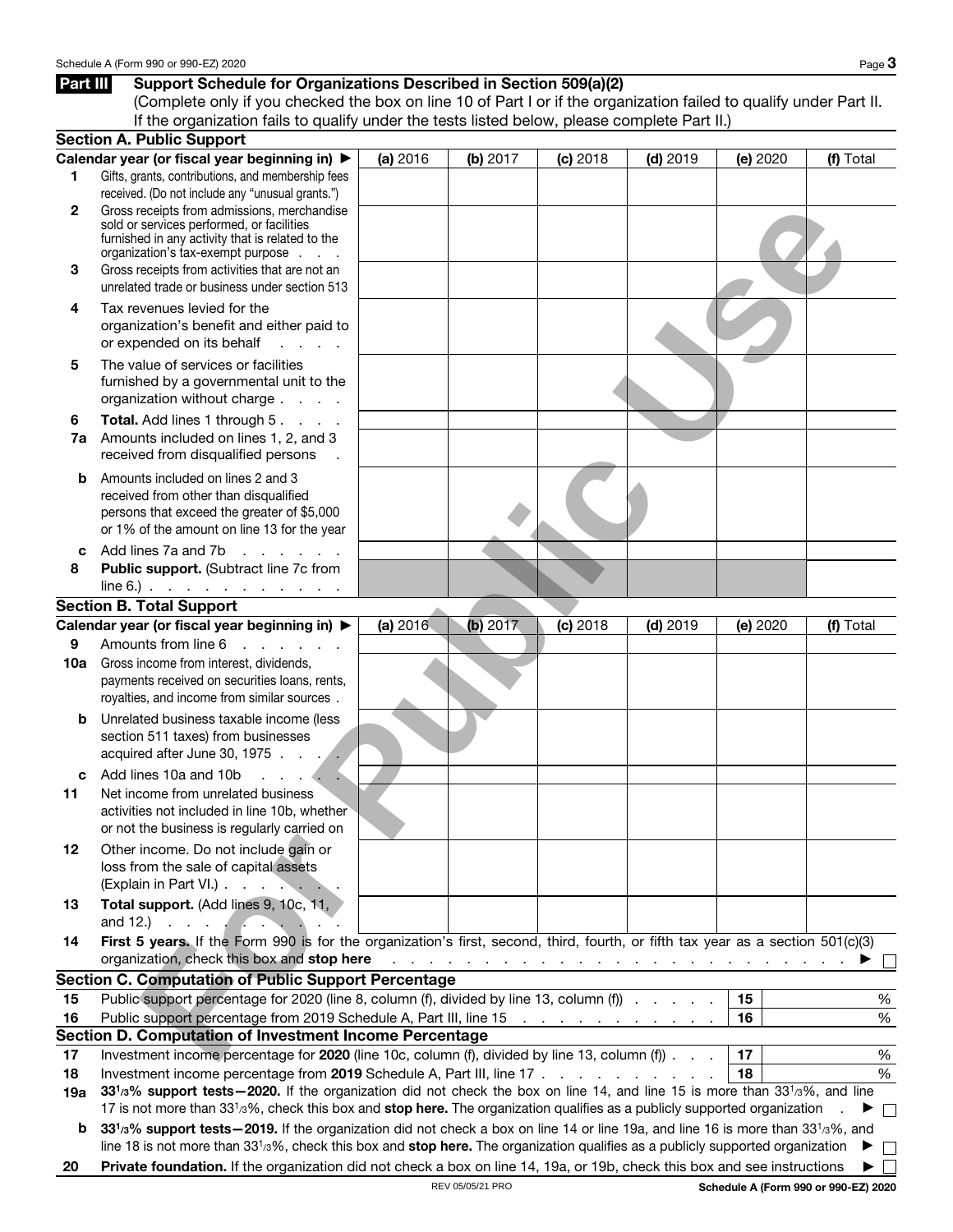## Part III Support Schedule for Organizations Described in Section 509(a)(2)

(Complete only if you checked the box on line 10 of Part I or if the organization failed to qualify under Part II. If the organization fails to qualify under the tests listed below, please complete Part II.)

### Section A. Public Support

| Calendar year (or fiscal year beginning in) ▶ | (a) 2016 | (b) 2017 | (c) 2018 | (d) 2019 | (e) 2020 | (f) Total |
|---|---|---|---|---|---|---|
| **1** Gifts, grants, contributions, and membership fees received. (Do not include any "unusual grants.") | | | | | | |
| **2** Gross receipts from admissions, merchandise sold or services performed, or facilities furnished in any activity that is related to the organization's tax-exempt purpose | | | | | | |
| **3** Gross receipts from activities that are not an unrelated trade or business under section 513 | | | | | | |
| **4** Tax revenues levied for the organization's benefit and either paid to or expended on its behalf | | | | | | |
| **5** The value of services or facilities furnished by a governmental unit to the organization without charge | | | | | | |
| **6** **Total.** Add lines 1 through 5 | | | | | | |
| **7a** Amounts included on lines 1, 2, and 3 received from disqualified persons | | | | | | |
| **b** Amounts included on lines 2 and 3 received from other than disqualified persons that exceed the greater of $5,000 or 1% of the amount on line 13 for the year | | | | | | |
| **c** Add lines 7a and 7b | | | | | | |
| **8** **Public support.** (Subtract line 7c from line 6.) | | | | | | |

### Section B. Total Support

| Calendar year (or fiscal year beginning in) ▶ | (a) 2016 | (b) 2017 | (c) 2018 | (d) 2019 | (e) 2020 | (f) Total |
|---|---|---|---|---|---|---|
| **9** Amounts from line 6 | | | | | | |
| **10a** Gross income from interest, dividends, payments received on securities loans, rents, royalties, and income from similar sources | | | | | | |
| **b** Unrelated business taxable income (less section 511 taxes) from businesses acquired after June 30, 1975 | | | | | | |
| **c** Add lines 10a and 10b | | | | | | |
| **11** Net income from unrelated business activities not included in line 10b, whether or not the business is regularly carried on | | | | | | |
| **12** Other income. Do not include gain or loss from the sale of capital assets (Explain in Part VI.) | | | | | | |
| **13** **Total support.** (Add lines 9, 10c, 11, and 12.) | | | | | | |

**14** **First 5 years.** If the Form 990 is for the organization's first, second, third, fourth, or fifth tax year as a section 501(c)(3) organization, check this box and **stop here** ▶ ☐

### Section C. Computation of Public Support Percentage

| | | | |
|---|---|---|---|
| **15** | Public support percentage for 2020 (line 8, column (f), divided by line 13, column (f)) | 15 | % |
| **16** | Public support percentage from 2019 Schedule A, Part III, line 15 | 16 | % |

### Section D. Computation of Investment Income Percentage

| | | | |
|---|---|---|---|
| **17** | Investment income percentage for **2020** (line 10c, column (f), divided by line 13, column (f)) | 17 | % |
| **18** | Investment income percentage from **2019** Schedule A, Part III, line 17 | 18 | % |

**19a** **33 1/3% support tests—2020.** If the organization did not check the box on line 14, and line 15 is more than 33 1/3%, and line 17 is not more than 33 1/3%, check this box and **stop here.** The organization qualifies as a publicly supported organization ▶ ☐

**b** **33 1/3% support tests—2019.** If the organization did not check a box on line 14 or line 19a, and line 16 is more than 33 1/3%, and line 18 is not more than 33 1/3%, check this box and **stop here.** The organization qualifies as a publicly supported organization ▶ ☐

**20** **Private foundation.** If the organization did not check a box on line 14, 19a, or 19b, check this box and see instructions ▶ ☐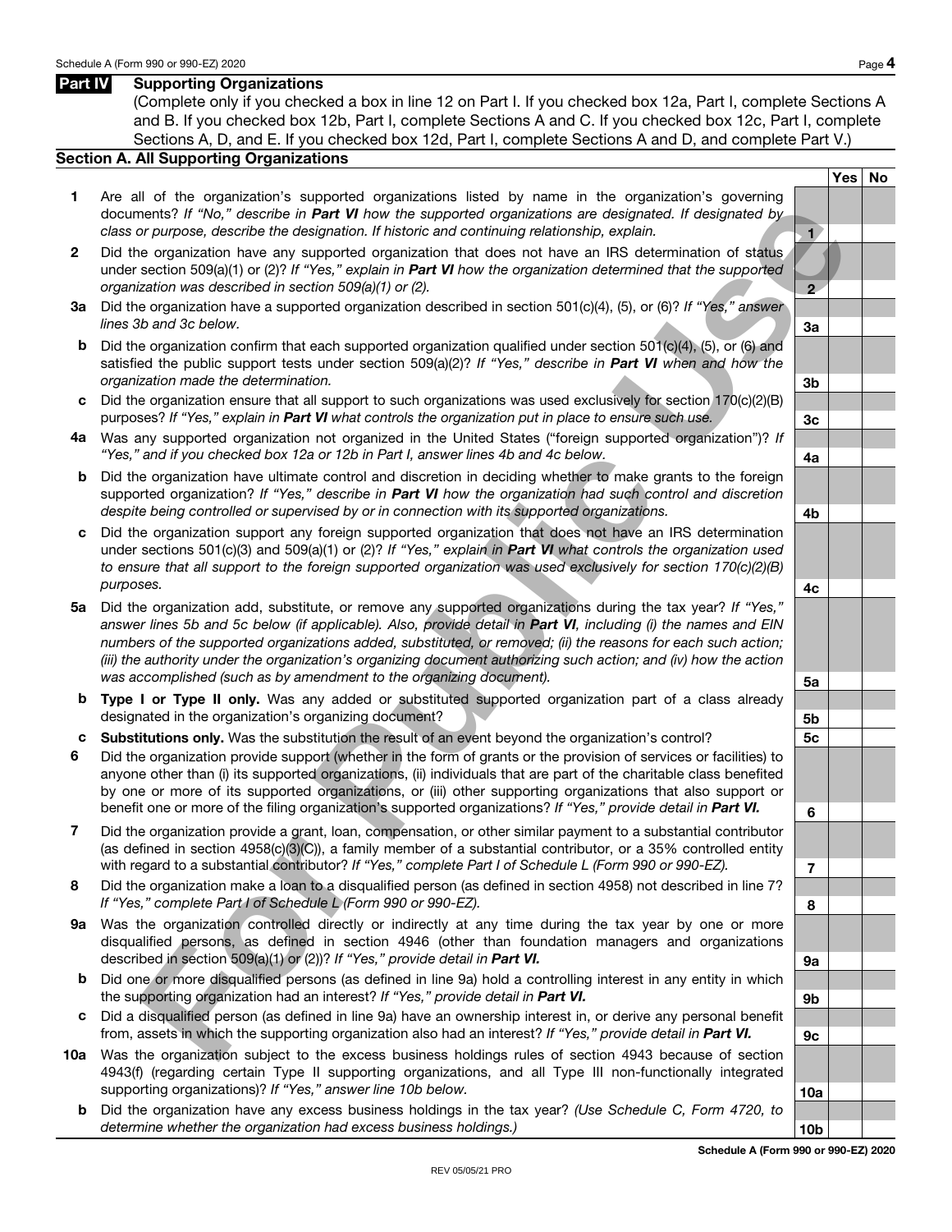## Part IV Supporting Organizations

(Complete only if you checked a box in line 12 on Part I. If you checked box 12a, Part I, complete Sections A and B. If you checked box 12b, Part I, complete Sections A and C. If you checked box 12c, Part I, complete Sections A, D, and E. If you checked box 12d, Part I, complete Sections A and D, and complete Part V.)

### Section A. All Supporting Organizations

| | | Line | Yes | No |
|---|---|---|---|---|
| **1** | Are all of the organization's supported organizations listed by name in the organization's governing documents? *If "No," describe in **Part VI** how the supported organizations are designated. If designated by class or purpose, describe the designation. If historic and continuing relationship, explain.* | 1 | | |
| **2** | Did the organization have any supported organization that does not have an IRS determination of status under section 509(a)(1) or (2)? *If "Yes," explain in **Part VI** how the organization determined that the supported organization was described in section 509(a)(1) or (2).* | 2 | | |
| **3a** | Did the organization have a supported organization described in section 501(c)(4), (5), or (6)? *If "Yes," answer lines 3b and 3c below.* | 3a | | |
| **b** | Did the organization confirm that each supported organization qualified under section 501(c)(4), (5), or (6) and satisfied the public support tests under section 509(a)(2)? *If "Yes," describe in **Part VI** when and how the organization made the determination.* | 3b | | |
| **c** | Did the organization ensure that all support to such organizations was used exclusively for section 170(c)(2)(B) purposes? *If "Yes," explain in **Part VI** what controls the organization put in place to ensure such use.* | 3c | | |
| **4a** | Was any supported organization not organized in the United States ("foreign supported organization")? *If "Yes," and if you checked box 12a or 12b in Part I, answer lines 4b and 4c below.* | 4a | | |
| **b** | Did the organization have ultimate control and discretion in deciding whether to make grants to the foreign supported organization? *If "Yes," describe in **Part VI** how the organization had such control and discretion despite being controlled or supervised by or in connection with its supported organizations.* | 4b | | |
| **c** | Did the organization support any foreign supported organization that does not have an IRS determination under sections 501(c)(3) and 509(a)(1) or (2)? *If "Yes," explain in **Part VI** what controls the organization used to ensure that all support to the foreign supported organization was used exclusively for section 170(c)(2)(B) purposes.* | 4c | | |
| **5a** | Did the organization add, substitute, or remove any supported organizations during the tax year? *If "Yes," answer lines 5b and 5c below (if applicable). Also, provide detail in **Part VI**, including (i) the names and EIN numbers of the supported organizations added, substituted, or removed; (ii) the reasons for each such action; (iii) the authority under the organization's organizing document authorizing such action; and (iv) how the action was accomplished (such as by amendment to the organizing document).* | 5a | | |
| **b** | **Type I or Type II only.** Was any added or substituted supported organization part of a class already designated in the organization's organizing document? | 5b | | |
| **c** | **Substitutions only.** Was the substitution the result of an event beyond the organization's control? | 5c | | |
| **6** | Did the organization provide support (whether in the form of grants or the provision of services or facilities) to anyone other than (i) its supported organizations, (ii) individuals that are part of the charitable class benefited by one or more of its supported organizations, or (iii) other supporting organizations that also support or benefit one or more of the filing organization's supported organizations? *If "Yes," provide detail in **Part VI.*** | 6 | | |
| **7** | Did the organization provide a grant, loan, compensation, or other similar payment to a substantial contributor (as defined in section 4958(c)(3)(C)), a family member of a substantial contributor, or a 35% controlled entity with regard to a substantial contributor? *If "Yes," complete Part I of Schedule L (Form 990 or 990-EZ).* | 7 | | |
| **8** | Did the organization make a loan to a disqualified person (as defined in section 4958) not described in line 7? *If "Yes," complete Part I of Schedule L (Form 990 or 990-EZ).* | 8 | | |
| **9a** | Was the organization controlled directly or indirectly at any time during the tax year by one or more disqualified persons, as defined in section 4946 (other than foundation managers and organizations described in section 509(a)(1) or (2))? *If "Yes," provide detail in **Part VI.*** | 9a | | |
| **b** | Did one or more disqualified persons (as defined in line 9a) hold a controlling interest in any entity in which the supporting organization had an interest? *If "Yes," provide detail in **Part VI.*** | 9b | | |
| **c** | Did a disqualified person (as defined in line 9a) have an ownership interest in, or derive any personal benefit from, assets in which the supporting organization also had an interest? *If "Yes," provide detail in **Part VI.*** | 9c | | |
| **10a** | Was the organization subject to the excess business holdings rules of section 4943 because of section 4943(f) (regarding certain Type II supporting organizations, and all Type III non-functionally integrated supporting organizations)? *If "Yes," answer line 10b below.* | 10a | | |
| **b** | Did the organization have any excess business holdings in the tax year? *(Use Schedule C, Form 4720, to determine whether the organization had excess business holdings.)* | 10b | | |

For Public Use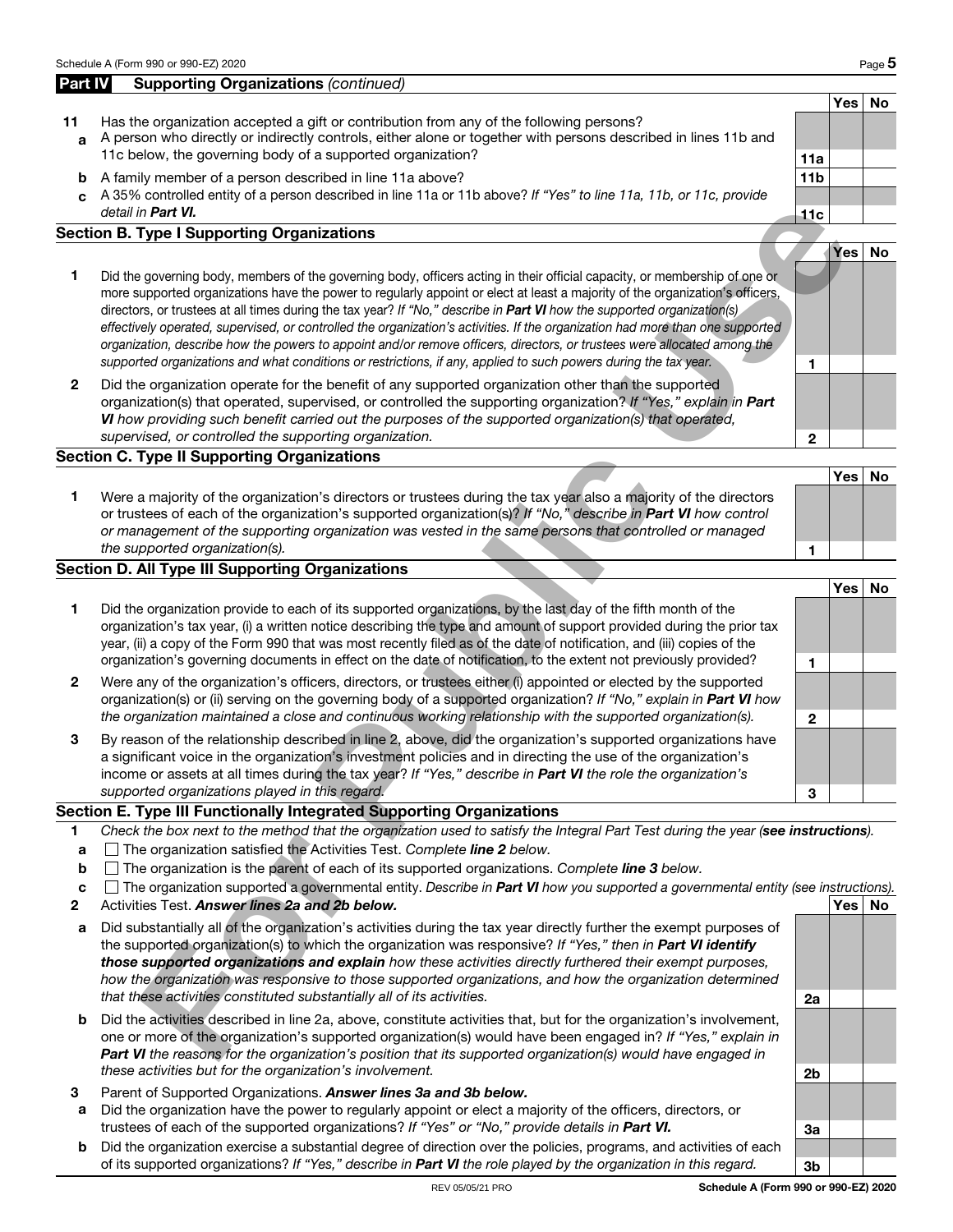## Part IV Supporting Organizations *(continued)*

| | | | Yes | No |
|---|---|---|---|---|
| **11** | Has the organization accepted a gift or contribution from any of the following persons? | | | |
| **a** | A person who directly or indirectly controls, either alone or together with persons described in lines 11b and 11c below, the governing body of a supported organization? | **11a** | | |
| **b** | A family member of a person described in line 11a above? | **11b** | | |
| **c** | A 35% controlled entity of a person described in line 11a or 11b above? *If "Yes" to line 11a, 11b, or 11c, provide detail in* ***Part VI.*** | **11c** | | |

### Section B. Type I Supporting Organizations

| | | | Yes | No |
|---|---|---|---|---|
| **1** | Did the governing body, members of the governing body, officers acting in their official capacity, or membership of one or more supported organizations have the power to regularly appoint or elect at least a majority of the organization's officers, directors, or trustees at all times during the tax year? *If "No," describe in* ***Part VI*** *how the supported organization(s) effectively operated, supervised, or controlled the organization's activities. If the organization had more than one supported organization, describe how the powers to appoint and/or remove officers, directors, or trustees were allocated among the supported organizations and what conditions or restrictions, if any, applied to such powers during the tax year.* | **1** | | |
| **2** | Did the organization operate for the benefit of any supported organization other than the supported organization(s) that operated, supervised, or controlled the supporting organization? *If "Yes," explain in* ***Part VI*** *how providing such benefit carried out the purposes of the supported organization(s) that operated, supervised, or controlled the supporting organization.* | **2** | | |

### Section C. Type II Supporting Organizations

| | | | Yes | No |
|---|---|---|---|---|
| **1** | Were a majority of the organization's directors or trustees during the tax year also a majority of the directors or trustees of each of the organization's supported organization(s)? *If "No," describe in* ***Part VI*** *how control or management of the supporting organization was vested in the same persons that controlled or managed the supported organization(s).* | **1** | | |

### Section D. All Type III Supporting Organizations

| | | | Yes | No |
|---|---|---|---|---|
| **1** | Did the organization provide to each of its supported organizations, by the last day of the fifth month of the organization's tax year, (i) a written notice describing the type and amount of support provided during the prior tax year, (ii) a copy of the Form 990 that was most recently filed as of the date of notification, and (iii) copies of the organization's governing documents in effect on the date of notification, to the extent not previously provided? | **1** | | |
| **2** | Were any of the organization's officers, directors, or trustees either (i) appointed or elected by the supported organization(s) or (ii) serving on the governing body of a supported organization? *If "No," explain in* ***Part VI*** *how the organization maintained a close and continuous working relationship with the supported organization(s).* | **2** | | |
| **3** | By reason of the relationship described in line 2, above, did the organization's supported organizations have a significant voice in the organization's investment policies and in directing the use of the organization's income or assets at all times during the tax year? *If "Yes," describe in* ***Part VI*** *the role the organization's supported organizations played in this regard.* | **3** | | |

### Section E. Type III Functionally Integrated Supporting Organizations

**1** *Check the box next to the method that the organization used to satisfy the Integral Part Test during the year (**see instructions**).*

- **a** ☐ The organization satisfied the Activities Test. *Complete **line 2** below.*
- **b** ☐ The organization is the parent of each of its supported organizations. *Complete **line 3** below.*
- **c** ☐ The organization supported a governmental entity. *Describe in **Part VI** how you supported a governmental entity (see instructions).*

| | | | Yes | No |
|---|---|---|---|---|
| **2** | Activities Test. ***Answer lines 2a and 2b below.*** | | | |
| **a** | Did substantially all of the organization's activities during the tax year directly further the exempt purposes of the supported organization(s) to which the organization was responsive? *If "Yes," then in* ***Part VI identify those supported organizations and explain*** *how these activities directly furthered their exempt purposes, how the organization was responsive to those supported organizations, and how the organization determined that these activities constituted substantially all of its activities.* | **2a** | | |
| **b** | Did the activities described in line 2a, above, constitute activities that, but for the organization's involvement, one or more of the organization's supported organization(s) would have been engaged in? *If "Yes," explain in* ***Part VI*** *the reasons for the organization's position that its supported organization(s) would have engaged in these activities but for the organization's involvement.* | **2b** | | |
| **3** | Parent of Supported Organizations. ***Answer lines 3a and 3b below.*** | | | |
| **a** | Did the organization have the power to regularly appoint or elect a majority of the officers, directors, or trustees of each of the supported organizations? *If "Yes" or "No," provide details in* ***Part VI.*** | **3a** | | |
| **b** | Did the organization exercise a substantial degree of direction over the policies, programs, and activities of each of its supported organizations? *If "Yes," describe in* ***Part VI*** *the role played by the organization in this regard.* | **3b** | | |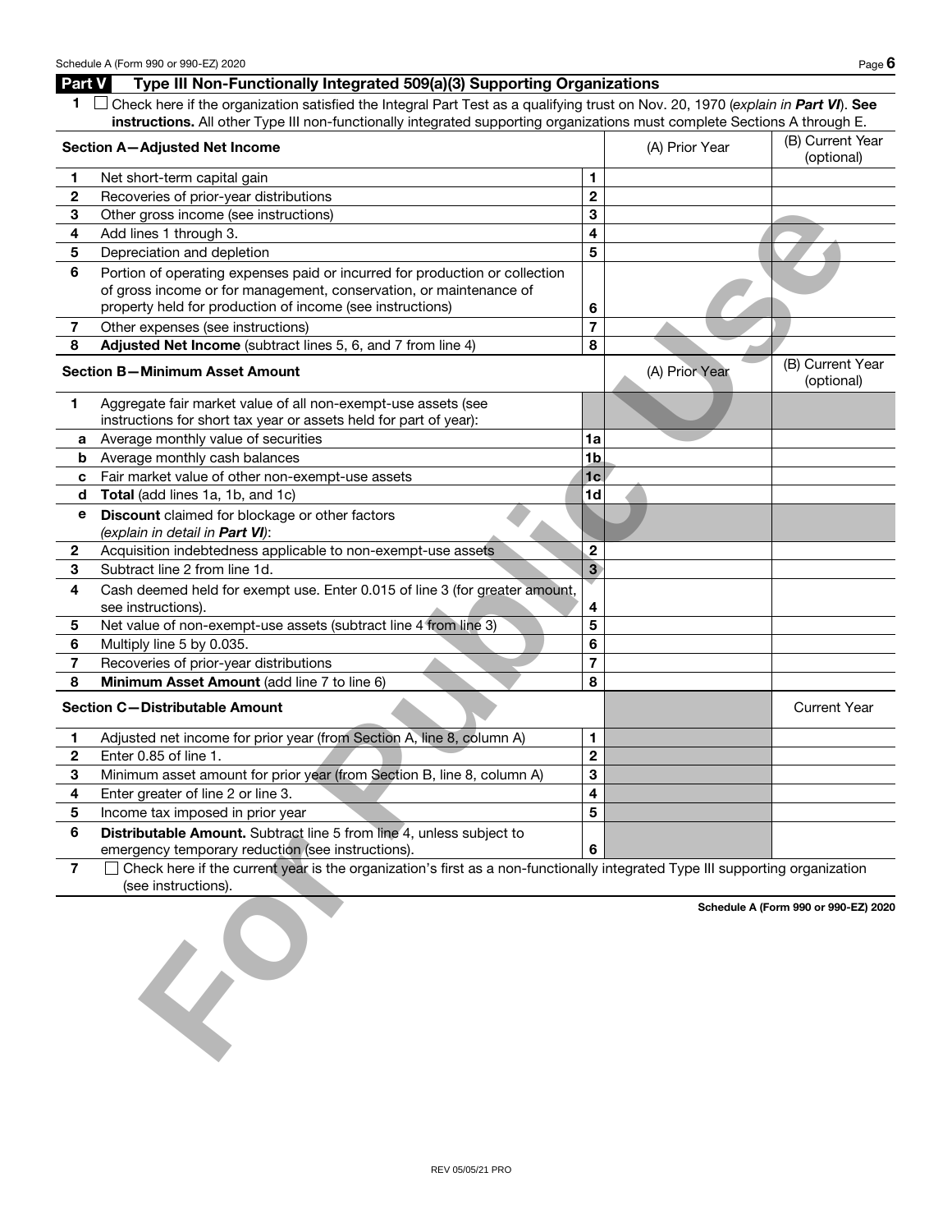## Part V Type III Non-Functionally Integrated 509(a)(3) Supporting Organizations

**1** ☐ Check here if the organization satisfied the Integral Part Test as a qualifying trust on Nov. 20, 1970 (*explain in **Part VI***). **See instructions.** All other Type III non-functionally integrated supporting organizations must complete Sections A through E.

| | **Section A—Adjusted Net Income** | | (A) Prior Year | (B) Current Year (optional) |
|---|---|---|---|---|
| 1 | Net short-term capital gain | 1 | | |
| 2 | Recoveries of prior-year distributions | 2 | | |
| 3 | Other gross income (see instructions) | 3 | | |
| 4 | Add lines 1 through 3. | 4 | | |
| 5 | Depreciation and depletion | 5 | | |
| 6 | Portion of operating expenses paid or incurred for production or collection of gross income or for management, conservation, or maintenance of property held for production of income (see instructions) | 6 | | |
| 7 | Other expenses (see instructions) | 7 | | |
| 8 | **Adjusted Net Income** (subtract lines 5, 6, and 7 from line 4) | 8 | | |

| | **Section B—Minimum Asset Amount** | | (A) Prior Year | (B) Current Year (optional) |
|---|---|---|---|---|
| 1 | Aggregate fair market value of all non-exempt-use assets (see instructions for short tax year or assets held for part of year): | | | |
| a | Average monthly value of securities | 1a | | |
| b | Average monthly cash balances | 1b | | |
| c | Fair market value of other non-exempt-use assets | 1c | | |
| d | **Total** (add lines 1a, 1b, and 1c) | 1d | | |
| e | **Discount** claimed for blockage or other factors *(explain in detail in **Part VI**)*: | | | |
| 2 | Acquisition indebtedness applicable to non-exempt-use assets | 2 | | |
| 3 | Subtract line 2 from line 1d. | 3 | | |
| 4 | Cash deemed held for exempt use. Enter 0.015 of line 3 (for greater amount, see instructions). | 4 | | |
| 5 | Net value of non-exempt-use assets (subtract line 4 from line 3) | 5 | | |
| 6 | Multiply line 5 by 0.035. | 6 | | |
| 7 | Recoveries of prior-year distributions | 7 | | |
| 8 | **Minimum Asset Amount** (add line 7 to line 6) | 8 | | |

| | **Section C—Distributable Amount** | | | Current Year |
|---|---|---|---|---|
| 1 | Adjusted net income for prior year (from Section A, line 8, column A) | 1 | | |
| 2 | Enter 0.85 of line 1. | 2 | | |
| 3 | Minimum asset amount for prior year (from Section B, line 8, column A) | 3 | | |
| 4 | Enter greater of line 2 or line 3. | 4 | | |
| 5 | Income tax imposed in prior year | 5 | | |
| 6 | **Distributable Amount.** Subtract line 5 from line 4, unless subject to emergency temporary reduction (see instructions). | 6 | | |

**7** ☐ Check here if the current year is the organization's first as a non-functionally integrated Type III supporting organization (see instructions).

**Schedule A (Form 990 or 990-EZ) 2020**

REV 05/05/21 PRO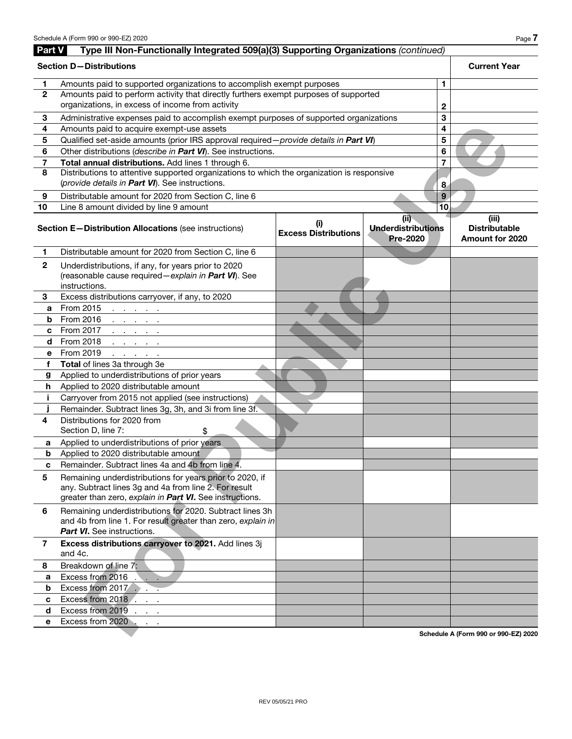## Part V Type III Non-Functionally Integrated 509(a)(3) Supporting Organizations *(continued)*

| Section D—Distributions | | | Current Year |
|---|---|---|---|
| 1 | Amounts paid to supported organizations to accomplish exempt purposes | 1 | |
| 2 | Amounts paid to perform activity that directly furthers exempt purposes of supported organizations, in excess of income from activity | 2 | |
| 3 | Administrative expenses paid to accomplish exempt purposes of supported organizations | 3 | |
| 4 | Amounts paid to acquire exempt-use assets | 4 | |
| 5 | Qualified set-aside amounts (prior IRS approval required—*provide details in **Part VI***) | 5 | |
| 6 | Other distributions (*describe in **Part VI***). See instructions. | 6 | |
| 7 | **Total annual distributions.** Add lines 1 through 6. | 7 | |
| 8 | Distributions to attentive supported organizations to which the organization is responsive (*provide details in **Part VI***). See instructions. | 8 | |
| 9 | Distributable amount for 2020 from Section C, line 6 | 9 | |
| 10 | Line 8 amount divided by line 9 amount | 10 | |

| | Section E—Distribution Allocations (see instructions) | (i) Excess Distributions | (ii) Underdistributions Pre-2020 | (iii) Distributable Amount for 2020 |
|---|---|---|---|---|
| 1 | Distributable amount for 2020 from Section C, line 6 | | | |
| 2 | Underdistributions, if any, for years prior to 2020 (reasonable cause required—*explain in **Part VI***). See instructions. | | | |
| 3 | Excess distributions carryover, if any, to 2020 | | | |
| a | From 2015 | | | |
| b | From 2016 | | | |
| c | From 2017 | | | |
| d | From 2018 | | | |
| e | From 2019 | | | |
| f | **Total** of lines 3a through 3e | | | |
| g | Applied to underdistributions of prior years | | | |
| h | Applied to 2020 distributable amount | | | |
| i | Carryover from 2015 not applied (see instructions) | | | |
| j | Remainder. Subtract lines 3g, 3h, and 3i from line 3f. | | | |
| 4 | Distributions for 2020 from Section D, line 7: $ | | | |
| a | Applied to underdistributions of prior years | | | |
| b | Applied to 2020 distributable amount | | | |
| c | Remainder. Subtract lines 4a and 4b from line 4. | | | |
| 5 | Remaining underdistributions for years prior to 2020, if any. Subtract lines 3g and 4a from line 2. For result greater than zero, *explain in **Part VI***. See instructions. | | | |
| 6 | Remaining underdistributions for 2020. Subtract lines 3h and 4b from line 1. For result greater than zero, *explain in **Part VI***. See instructions. | | | |
| 7 | **Excess distributions carryover to 2021.** Add lines 3j and 4c. | | | |
| 8 | Breakdown of line 7: | | | |
| a | Excess from 2016 | | | |
| b | Excess from 2017 | | | |
| c | Excess from 2018 | | | |
| d | Excess from 2019 | | | |
| e | Excess from 2020 | | | |

Schedule A (Form 990 or 990-EZ) 2020

REV 05/05/21 PRO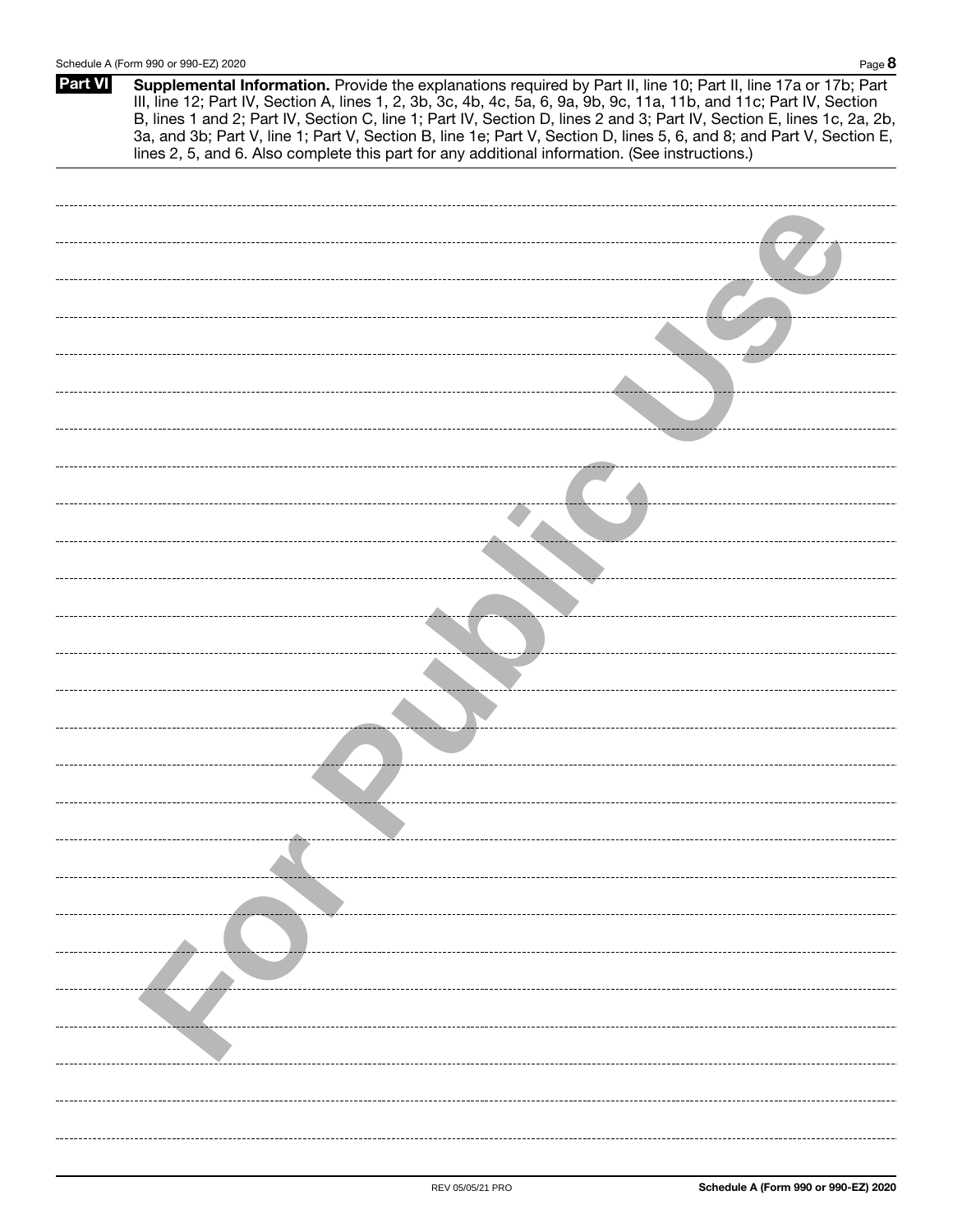**Part VI** **Supplemental Information.** Provide the explanations required by Part II, line 10; Part II, line 17a or 17b; Part III, line 12; Part IV, Section A, lines 1, 2, 3b, 3c, 4b, 4c, 5a, 6, 9a, 9b, 9c, 11a, 11b, and 11c; Part IV, Section B, lines 1 and 2; Part IV, Section C, line 1; Part IV, Section D, lines 2 and 3; Part IV, Section E, lines 1c, 2a, 2b, 3a, and 3b; Part V, line 1; Part V, Section B, line 1e; Part V, Section D, lines 5, 6, and 8; and Part V, Section E, lines 2, 5, and 6. Also complete this part for any additional information. (See instructions.)

For Public Use

REV 05/05/21 PRO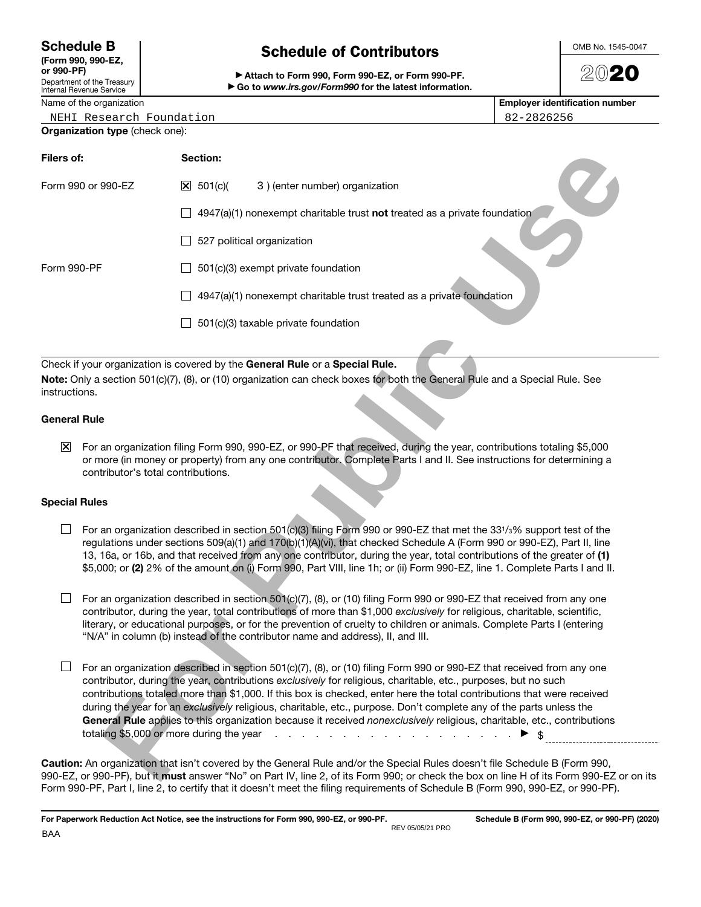**Schedule B**
**(Form 990, 990-EZ, or 990-PF)**
Department of the Treasury
Internal Revenue Service

# Schedule of Contributors

▶ **Attach to Form 990, Form 990-EZ, or Form 990-PF.**
▶ **Go to *www.irs.gov/Form990* for the latest information.**

OMB No. 1545-0047

**2020**

| Name of the organization | Employer identification number |
|---|---|
| NEHI Research Foundation | 82-2826256 |

**Organization type** (check one):

| **Filers of:** | **Section:** |
|---|---|
| Form 990 or 990-EZ | ☒ 501(c)( 3 ) (enter number) organization |
| | ☐ 4947(a)(1) nonexempt charitable trust **not** treated as a private foundation |
| | ☐ 527 political organization |
| Form 990-PF | ☐ 501(c)(3) exempt private foundation |
| | ☐ 4947(a)(1) nonexempt charitable trust treated as a private foundation |
| | ☐ 501(c)(3) taxable private foundation |

Check if your organization is covered by the **General Rule** or a **Special Rule.**

**Note:** Only a section 501(c)(7), (8), or (10) organization can check boxes for both the General Rule and a Special Rule. See instructions.

### General Rule

☒ For an organization filing Form 990, 990-EZ, or 990-PF that received, during the year, contributions totaling $5,000 or more (in money or property) from any one contributor. Complete Parts I and II. See instructions for determining a contributor's total contributions.

### Special Rules

☐ For an organization described in section 501(c)(3) filing Form 990 or 990-EZ that met the 33 1/3% support test of the regulations under sections 509(a)(1) and 170(b)(1)(A)(vi), that checked Schedule A (Form 990 or 990-EZ), Part II, line 13, 16a, or 16b, and that received from any one contributor, during the year, total contributions of the greater of **(1)** $5,000; or **(2)** 2% of the amount on (i) Form 990, Part VIII, line 1h; or (ii) Form 990-EZ, line 1. Complete Parts I and II.

☐ For an organization described in section 501(c)(7), (8), or (10) filing Form 990 or 990-EZ that received from any one contributor, during the year, total contributions of more than $1,000 *exclusively* for religious, charitable, scientific, literary, or educational purposes, or for the prevention of cruelty to children or animals. Complete Parts I (entering "N/A" in column (b) instead of the contributor name and address), II, and III.

☐ For an organization described in section 501(c)(7), (8), or (10) filing Form 990 or 990-EZ that received from any one contributor, during the year, contributions *exclusively* for religious, charitable, etc., purposes, but no such contributions totaled more than $1,000. If this box is checked, enter here the total contributions that were received during the year for an *exclusively* religious, charitable, etc., purpose. Don't complete any of the parts unless the **General Rule** applies to this organization because it received *nonexclusively* religious, charitable, etc., contributions totaling $5,000 or more during the year . . . . . . . . . . . . . . . . . . . . . ▶ $

**Caution:** An organization that isn't covered by the General Rule and/or the Special Rules doesn't file Schedule B (Form 990, 990-EZ, or 990-PF), but it **must** answer "No" on Part IV, line 2, of its Form 990; or check the box on line H of its Form 990-EZ or on its Form 990-PF, Part I, line 2, to certify that it doesn't meet the filing requirements of Schedule B (Form 990, 990-EZ, or 990-PF).

**For Paperwork Reduction Act Notice, see the instructions for Form 990, 990-EZ, or 990-PF.** REV 05/05/21 PRO **Schedule B (Form 990, 990-EZ, or 990-PF) (2020)**

BAA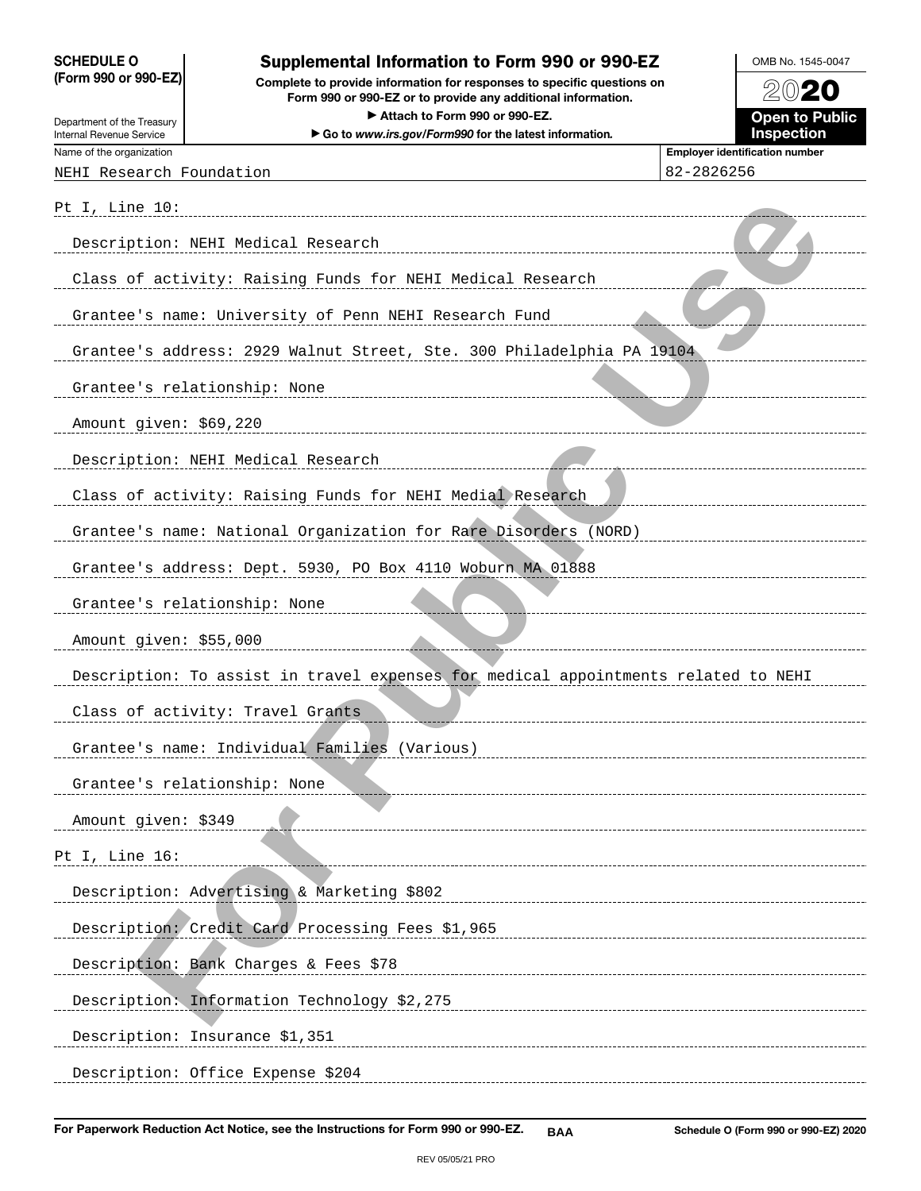**SCHEDULE O (Form 990 or 990-EZ)**

Department of the Treasury
Internal Revenue Service

# Supplemental Information to Form 990 or 990-EZ

**Complete to provide information for responses to specific questions on Form 990 or 990-EZ or to provide any additional information.**

**▶ Attach to Form 990 or 990-EZ.**

**▶ Go to *www.irs.gov/Form990* for the latest information.**

OMB No. 1545-0047

**2020**

**Open to Public Inspection**

| Name of the organization | Employer identification number |
|---|---|
| NEHI Research Foundation | 82-2826256 |

Pt I, Line 10:

Description: NEHI Medical Research

Class of activity: Raising Funds for NEHI Medical Research

Grantee's name: University of Penn NEHI Research Fund

Grantee's address: 2929 Walnut Street, Ste. 300 Philadelphia PA 19104

Grantee's relationship: None

Amount given: $69,220

Description: NEHI Medical Research

Class of activity: Raising Funds for NEHI Medial Research

Grantee's name: National Organization for Rare Disorders (NORD)

Grantee's address: Dept. 5930, PO Box 4110 Woburn MA 01888

Grantee's relationship: None

Amount given: $55,000

Description: To assist in travel expenses for medical appointments related to NEHI

Class of activity: Travel Grants

Grantee's name: Individual Families (Various)

Grantee's relationship: None

Amount given: $349

Pt I, Line 16:

Description: Advertising & Marketing $802

Description: Credit Card Processing Fees $1,965

Description: Bank Charges & Fees $78

Description: Information Technology $2,275

Description: Insurance $1,351

Description: Office Expense $204

**For Paperwork Reduction Act Notice, see the Instructions for Form 990 or 990-EZ.** BAA **Schedule O (Form 990 or 990-EZ) 2020**

REV 05/05/21 PRO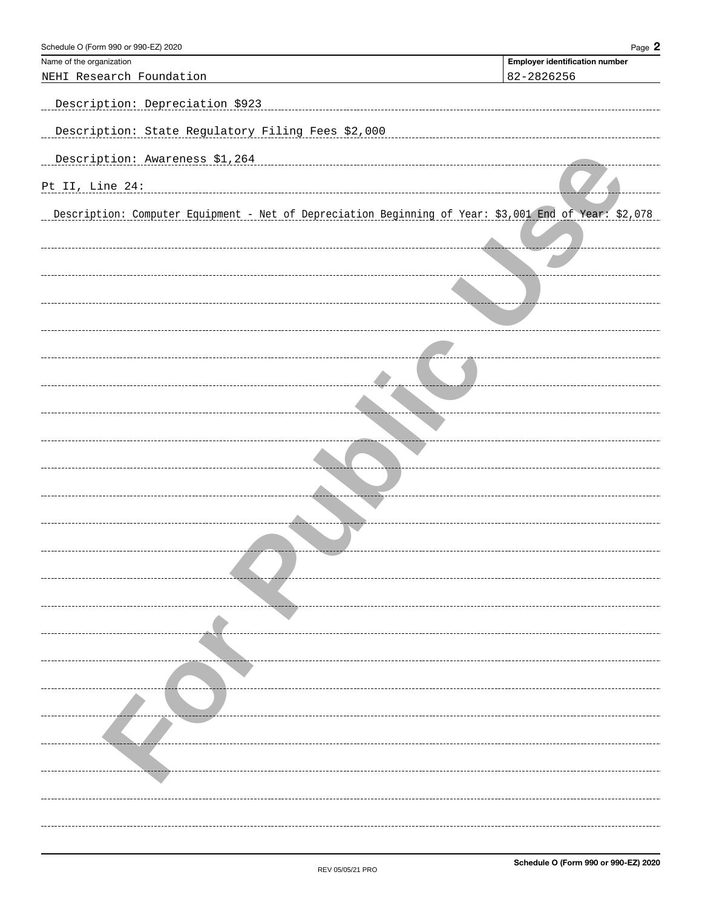Name of the organization: NEHI Research Foundation

Employer identification number: 82-2826256

Description: Depreciation $923

Description: State Regulatory Filing Fees $2,000

Description: Awareness $1,264

Pt II, Line 24:

Description: Computer Equipment - Net of Depreciation Beginning of Year: $3,001 End of Year: $2,078

For Public Use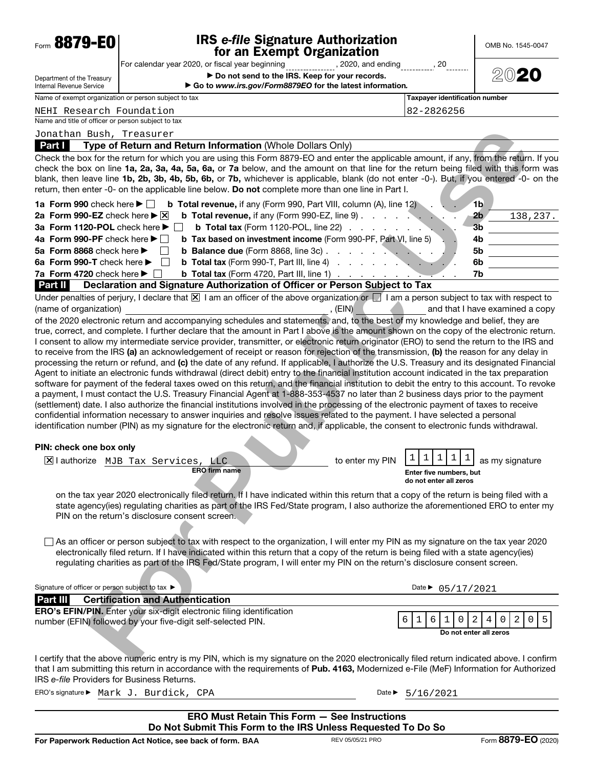Form **8879-EO**

# IRS *e-file* Signature Authorization for an Exempt Organization

For calendar year 2020, or fiscal year beginning __________, 2020, and ending __________, 20____

▶ **Do not send to the IRS. Keep for your records.**

▶ **Go to *www.irs.gov/Form8879EO* for the latest information.**

OMB No. 1545-0047

**2020**

Department of the Treasury
Internal Revenue Service

Name of exempt organization or person subject to tax: NEHI Research Foundation

Taxpayer identification number: 82-2826256

Name and title of officer or person subject to tax: Jonathan Bush, Treasurer

## Part I Type of Return and Return Information (Whole Dollars Only)

Check the box for the return for which you are using this Form 8879-EO and enter the applicable amount, if any, from the return. If you check the box on line **1a, 2a, 3a, 4a, 5a, 6a,** or **7a** below, and the amount on that line for the return being filed with this form was blank, then leave line **1b, 2b, 3b, 4b, 5b, 6b,** or **7b,** whichever is applicable, blank (do not enter -0-). But, if you entered -0- on the return, then enter -0- on the applicable line below. **Do not** complete more than one line in Part I.

| | | | |
|---|---|---|---|
| **1a Form 990** check here ▶ ☐ | **b Total revenue,** if any (Form 990, Part VIII, column (A), line 12) | 1b | |
| **2a Form 990-EZ** check here ▶ ☒ | **b Total revenue,** if any (Form 990-EZ, line 9) | 2b | 138,237. |
| **3a Form 1120-POL** check here ▶ ☐ | **b Total tax** (Form 1120-POL, line 22) | 3b | |
| **4a Form 990-PF** check here ▶ ☐ | **b Tax based on investment income** (Form 990-PF, Part VI, line 5) | 4b | |
| **5a Form 8868** check here ▶ ☐ | **b Balance due** (Form 8868, line 3c) | 5b | |
| **6a Form 990-T** check here ▶ ☐ | **b Total tax** (Form 990-T, Part III, line 4) | 6b | |
| **7a Form 4720** check here ▶ ☐ | **b Total tax** (Form 4720, Part III, line 1) | 7b | |

## Part II Declaration and Signature Authorization of Officer or Person Subject to Tax

Under penalties of perjury, I declare that ☒ I am an officer of the above organization or ☐ I am a person subject to tax with respect to (name of organization) ______________________, (EIN) ____________ and that I have examined a copy of the 2020 electronic return and accompanying schedules and statements, and, to the best of my knowledge and belief, they are true, correct, and complete. I further declare that the amount in Part I above is the amount shown on the copy of the electronic return. I consent to allow my intermediate service provider, transmitter, or electronic return originator (ERO) to send the return to the IRS and to receive from the IRS **(a)** an acknowledgement of receipt or reason for rejection of the transmission, **(b)** the reason for any delay in processing the return or refund, and **(c)** the date of any refund. If applicable, I authorize the U.S. Treasury and its designated Financial Agent to initiate an electronic funds withdrawal (direct debit) entry to the financial institution account indicated in the tax preparation software for payment of the federal taxes owed on this return, and the financial institution to debit the entry to this account. To revoke a payment, I must contact the U.S. Treasury Financial Agent at 1-888-353-4537 no later than 2 business days prior to the payment (settlement) date. I also authorize the financial institutions involved in the processing of the electronic payment of taxes to receive confidential information necessary to answer inquiries and resolve issues related to the payment. I have selected a personal identification number (PIN) as my signature for the electronic return and, if applicable, the consent to electronic funds withdrawal.

**PIN: check one box only**

☒ I authorize MJB Tax Services, LLC (ERO firm name) to enter my PIN 1 1 1 1 1 (Enter five numbers, but do not enter all zeros) as my signature on the tax year 2020 electronically filed return. If I have indicated within this return that a copy of the return is being filed with a state agency(ies) regulating charities as part of the IRS Fed/State program, I also authorize the aforementioned ERO to enter my PIN on the return's disclosure consent screen.

☐ As an officer or person subject to tax with respect to the organization, I will enter my PIN as my signature on the tax year 2020 electronically filed return. If I have indicated within this return that a copy of the return is being filed with a state agency(ies) regulating charities as part of the IRS Fed/State program, I will enter my PIN on the return's disclosure consent screen.

Signature of officer or person subject to tax ▶ ____________ Date ▶ 05/17/2021

## Part III Certification and Authentication

**ERO's EFIN/PIN.** Enter your six-digit electronic filing identification number (EFIN) followed by your five-digit self-selected PIN.

6 1 6 1 0 2 4 0 2 0 5

**Do not enter all zeros**

I certify that the above numeric entry is my PIN, which is my signature on the 2020 electronically filed return indicated above. I confirm that I am submitting this return in accordance with the requirements of **Pub. 4163,** Modernized e-File (MeF) Information for Authorized IRS *e-file* Providers for Business Returns.

ERO's signature ▶ Mark J. Burdick, CPA Date ▶ 5/16/2021

**ERO Must Retain This Form — See Instructions**
**Do Not Submit This Form to the IRS Unless Requested To Do So**

**For Paperwork Reduction Act Notice, see back of form. BAA** REV 05/05/21 PRO Form **8879-EO** (2020)

For Public Use